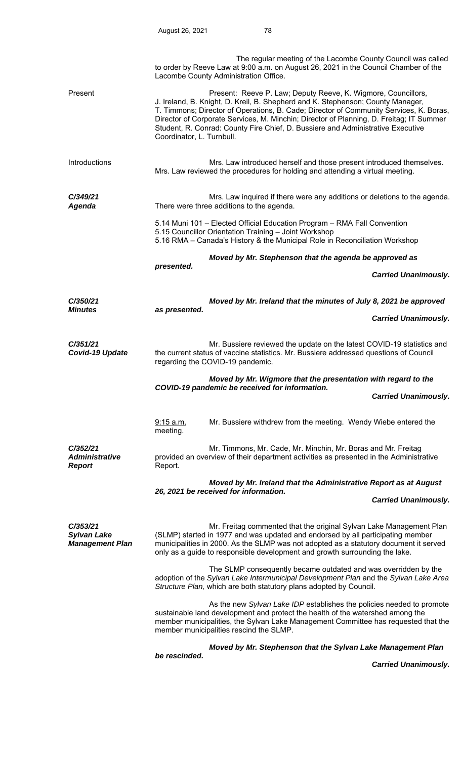The regular meeting of the Lacombe County Council was called to order by Reeve Law at 9:00 a.m. on August 26, 2021 in the Council Chamber of the Lacombe County Administration Office.

**Present**

Present: Reeve P. Law; Deputy Reeve, K. Wigmore, Councillors, J. Ireland, B. Knight, D. Kreil, B. Shepherd and K. Stephenson; County Manager, T. Timmons; Director of Operations, B. Cade; Director of Community Services, K. Boras, Director of Corporate Services, M. Minchin; Director of Planning, D. Freitag; IT Summer Student, R. Conrad: County Fire Chief, D. Bussiere and Administrative Executive Coordinator, L. Turnbull.

**Introductions**

Mrs. Law introduced herself and those present introduced themselves. Mrs. Law reviewed the procedures for holding and attending a virtual meeting.

***C/349/21 Agenda***

Mrs. Law inquired if there were any additions or deletions to the agenda. There were three additions to the agenda.

5.14 Muni 101 – Elected Official Education Program – RMA Fall Convention
5.15 Councillor Orientation Training – Joint Workshop
5.16 RMA – Canada's History & the Municipal Role in Reconciliation Workshop

***Moved by Mr. Stephenson that the agenda be approved as presented.***

***Carried Unanimously.***

***C/350/21 Minutes***

***Moved by Mr. Ireland that the minutes of July 8, 2021 be approved as presented.***

***Carried Unanimously.***

***C/351/21 Covid-19 Update***

Mr. Bussiere reviewed the update on the latest COVID-19 statistics and the current status of vaccine statistics. Mr. Bussiere addressed questions of Council regarding the COVID-19 pandemic.

***Moved by Mr. Wigmore that the presentation with regard to the COVID-19 pandemic be received for information.***

***Carried Unanimously.***

<u>9:15 a.m.</u> Mr. Bussiere withdrew from the meeting. Wendy Wiebe entered the meeting.

***C/352/21 Administrative Report***

Mr. Timmons, Mr. Cade, Mr. Minchin, Mr. Boras and Mr. Freitag provided an overview of their department activities as presented in the Administrative Report.

***Moved by Mr. Ireland that the Administrative Report as at August 26, 2021 be received for information.***

***Carried Unanimously.***

***C/353/21 Sylvan Lake Management Plan***

Mr. Freitag commented that the original Sylvan Lake Management Plan (SLMP) started in 1977 and was updated and endorsed by all participating member municipalities in 2000. As the SLMP was not adopted as a statutory document it served only as a guide to responsible development and growth surrounding the lake.

The SLMP consequently became outdated and was overridden by the adoption of the *Sylvan Lake Intermunicipal Development Plan* and the *Sylvan Lake Area Structure Plan,* which are both statutory plans adopted by Council.

As the new *Sylvan Lake IDP* establishes the policies needed to promote sustainable land development and protect the health of the watershed among the member municipalities, the Sylvan Lake Management Committee has requested that the member municipalities rescind the SLMP.

***Moved by Mr. Stephenson that the Sylvan Lake Management Plan be rescinded.***

***Carried Unanimously.***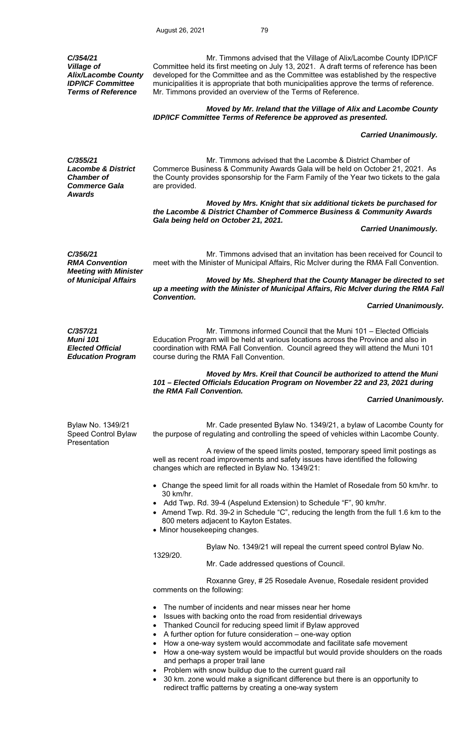***C/354/21***
***Village of Alix/Lacombe County IDP/ICF Committee Terms of Reference***

Mr. Timmons advised that the Village of Alix/Lacombe County IDP/ICF Committee held its first meeting on July 13, 2021. A draft terms of reference has been developed for the Committee and as the Committee was established by the respective municipalities it is appropriate that both municipalities approve the terms of reference. Mr. Timmons provided an overview of the Terms of Reference.

***Moved by Mr. Ireland that the Village of Alix and Lacombe County IDP/ICF Committee Terms of Reference be approved as presented.***

***Carried Unanimously.***

***C/355/21***
***Lacombe & District Chamber of Commerce Gala Awards***

Mr. Timmons advised that the Lacombe & District Chamber of Commerce Business & Community Awards Gala will be held on October 21, 2021. As the County provides sponsorship for the Farm Family of the Year two tickets to the gala are provided.

***Moved by Mrs. Knight that six additional tickets be purchased for the Lacombe & District Chamber of Commerce Business & Community Awards Gala being held on October 21, 2021.***

***Carried Unanimously.***

***C/356/21***
***RMA Convention Meeting with Minister of Municipal Affairs***

Mr. Timmons advised that an invitation has been received for Council to meet with the Minister of Municipal Affairs, Ric McIver during the RMA Fall Convention.

***Moved by Ms. Shepherd that the County Manager be directed to set up a meeting with the Minister of Municipal Affairs, Ric McIver during the RMA Fall Convention.***

***Carried Unanimously.***

***C/357/21***
***Muni 101***
***Elected Official Education Program***

Mr. Timmons informed Council that the Muni 101 – Elected Officials Education Program will be held at various locations across the Province and also in coordination with RMA Fall Convention. Council agreed they will attend the Muni 101 course during the RMA Fall Convention.

***Moved by Mrs. Kreil that Council be authorized to attend the Muni 101 – Elected Officials Education Program on November 22 and 23, 2021 during the RMA Fall Convention.***

***Carried Unanimously.***

Bylaw No. 1349/21
Speed Control Bylaw Presentation

Mr. Cade presented Bylaw No. 1349/21, a bylaw of Lacombe County for the purpose of regulating and controlling the speed of vehicles within Lacombe County.

A review of the speed limits posted, temporary speed limit postings as well as recent road improvements and safety issues have identified the following changes which are reflected in Bylaw No. 1349/21:

- Change the speed limit for all roads within the Hamlet of Rosedale from 50 km/hr. to 30 km/hr.
- Add Twp. Rd. 39-4 (Aspelund Extension) to Schedule "F", 90 km/hr.
- Amend Twp. Rd. 39-2 in Schedule "C", reducing the length from the full 1.6 km to the 800 meters adjacent to Kayton Estates.
- Minor housekeeping changes.

Bylaw No. 1349/21 will repeal the current speed control Bylaw No. 1329/20.

Mr. Cade addressed questions of Council.

Roxanne Grey, # 25 Rosedale Avenue, Rosedale resident provided comments on the following:

- The number of incidents and near misses near her home
- Issues with backing onto the road from residential driveways
- Thanked Council for reducing speed limit if Bylaw approved
- A further option for future consideration – one-way option
- How a one-way system would accommodate and facilitate safe movement
- How a one-way system would be impactful but would provide shoulders on the roads and perhaps a proper trail lane
- Problem with snow buildup due to the current guard rail
- 30 km. zone would make a significant difference but there is an opportunity to redirect traffic patterns by creating a one-way system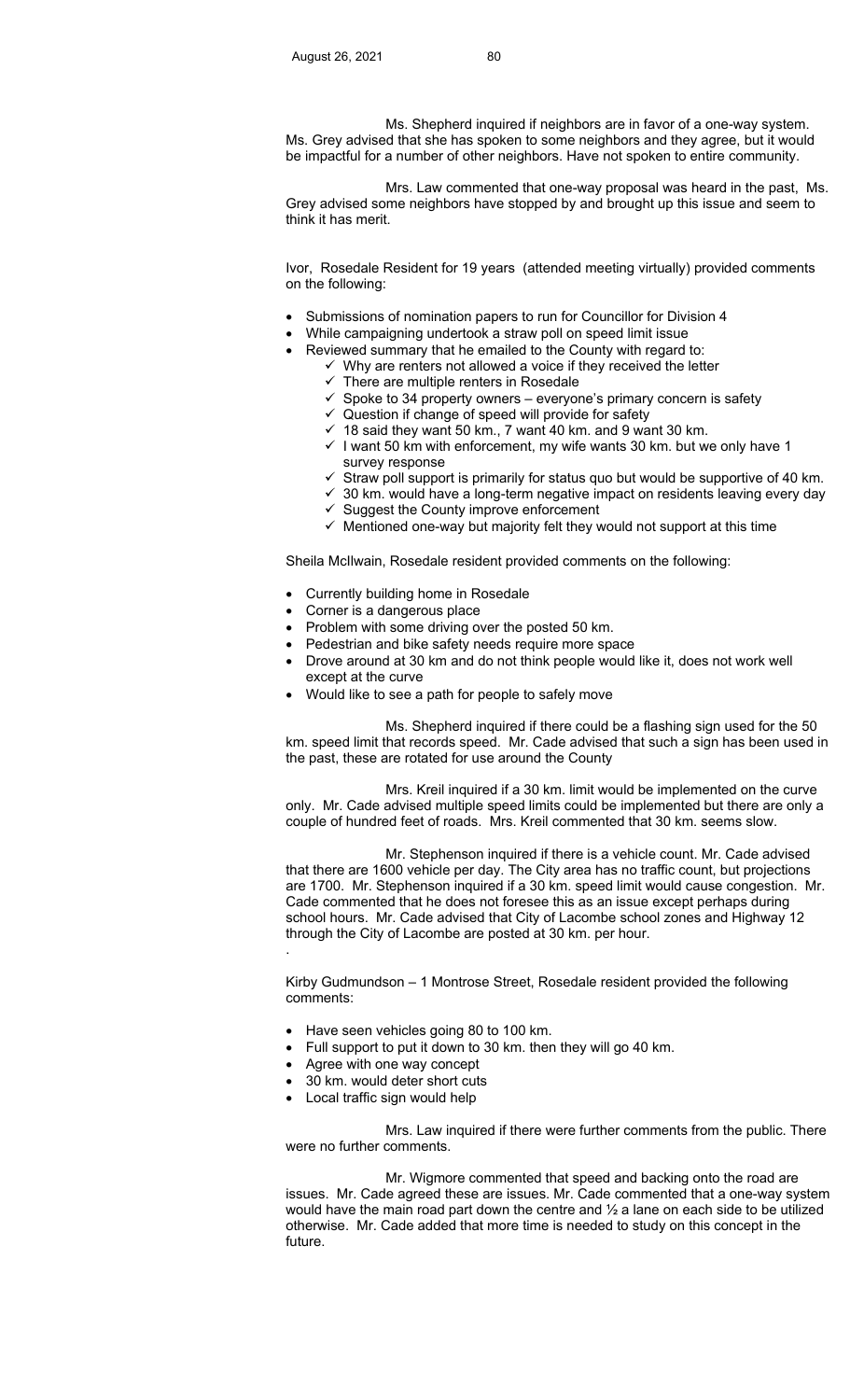Ms. Shepherd inquired if neighbors are in favor of a one-way system. Ms. Grey advised that she has spoken to some neighbors and they agree, but it would be impactful for a number of other neighbors. Have not spoken to entire community.

Mrs. Law commented that one-way proposal was heard in the past, Ms. Grey advised some neighbors have stopped by and brought up this issue and seem to think it has merit.

Ivor, Rosedale Resident for 19 years (attended meeting virtually) provided comments on the following:

- Submissions of nomination papers to run for Councillor for Division 4
- While campaigning undertook a straw poll on speed limit issue
- Reviewed summary that he emailed to the County with regard to:
  - ✓ Why are renters not allowed a voice if they received the letter
  - ✓ There are multiple renters in Rosedale
  - ✓ Spoke to 34 property owners – everyone's primary concern is safety
  - ✓ Question if change of speed will provide for safety
  - ✓ 18 said they want 50 km., 7 want 40 km. and 9 want 30 km.
  - ✓ I want 50 km with enforcement, my wife wants 30 km. but we only have 1 survey response
  - ✓ Straw poll support is primarily for status quo but would be supportive of 40 km.
  - ✓ 30 km. would have a long-term negative impact on residents leaving every day
  - ✓ Suggest the County improve enforcement
  - ✓ Mentioned one-way but majority felt they would not support at this time

Sheila McIlwain, Rosedale resident provided comments on the following:

- Currently building home in Rosedale
- Corner is a dangerous place
- Problem with some driving over the posted 50 km.
- Pedestrian and bike safety needs require more space
- Drove around at 30 km and do not think people would like it, does not work well except at the curve
- Would like to see a path for people to safely move

Ms. Shepherd inquired if there could be a flashing sign used for the 50 km. speed limit that records speed. Mr. Cade advised that such a sign has been used in the past, these are rotated for use around the County

Mrs. Kreil inquired if a 30 km. limit would be implemented on the curve only. Mr. Cade advised multiple speed limits could be implemented but there are only a couple of hundred feet of roads. Mrs. Kreil commented that 30 km. seems slow.

Mr. Stephenson inquired if there is a vehicle count. Mr. Cade advised that there are 1600 vehicle per day. The City area has no traffic count, but projections are 1700. Mr. Stephenson inquired if a 30 km. speed limit would cause congestion. Mr. Cade commented that he does not foresee this as an issue except perhaps during school hours. Mr. Cade advised that City of Lacombe school zones and Highway 12 through the City of Lacombe are posted at 30 km. per hour.

Kirby Gudmundson – 1 Montrose Street, Rosedale resident provided the following comments:

- Have seen vehicles going 80 to 100 km.
- Full support to put it down to 30 km. then they will go 40 km.
- Agree with one way concept
- 30 km. would deter short cuts
- Local traffic sign would help

Mrs. Law inquired if there were further comments from the public. There were no further comments.

Mr. Wigmore commented that speed and backing onto the road are issues. Mr. Cade agreed these are issues. Mr. Cade commented that a one-way system would have the main road part down the centre and ½ a lane on each side to be utilized otherwise. Mr. Cade added that more time is needed to study on this concept in the future.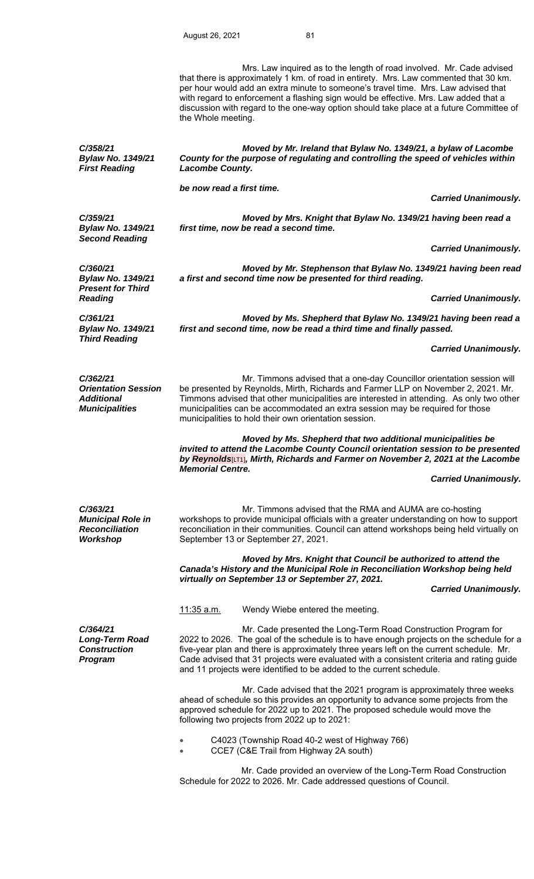Mrs. Law inquired as to the length of road involved. Mr. Cade advised that there is approximately 1 km. of road in entirety. Mrs. Law commented that 30 km. per hour would add an extra minute to someone's travel time. Mrs. Law advised that with regard to enforcement a flashing sign would be effective. Mrs. Law added that a discussion with regard to the one-way option should take place at a future Committee of the Whole meeting.

***C/358/21***
***Bylaw No. 1349/21***
***First Reading***

***Moved by Mr. Ireland that Bylaw No. 1349/21, a bylaw of Lacombe County for the purpose of regulating and controlling the speed of vehicles within Lacombe County.***

***be now read a first time.***

***Carried Unanimously.***

***C/359/21***
***Bylaw No. 1349/21***
***Second Reading***

***Moved by Mrs. Knight that Bylaw No. 1349/21 having been read a first time, now be read a second time.***

***Carried Unanimously.***

***C/360/21***
***Bylaw No. 1349/21***
***Present for Third Reading***

***Moved by Mr. Stephenson that Bylaw No. 1349/21 having been read a first and second time now be presented for third reading.***

***Carried Unanimously.***

***C/361/21***
***Bylaw No. 1349/21***
***Third Reading***

***Moved by Ms. Shepherd that Bylaw No. 1349/21 having been read a first and second time, now be read a third time and finally passed.***

***Carried Unanimously.***

***C/362/21***
***Orientation Session***
***Additional Municipalities***

Mr. Timmons advised that a one-day Councillor orientation session will be presented by Reynolds, Mirth, Richards and Farmer LLP on November 2, 2021. Mr. Timmons advised that other municipalities are interested in attending. As only two other municipalities can be accommodated an extra session may be required for those municipalities to hold their own orientation session.

***Moved by Ms. Shepherd that two additional municipalities be invited to attend the Lacombe County Council orientation session to be presented by Reynolds[LT1], Mirth, Richards and Farmer on November 2, 2021 at the Lacombe Memorial Centre.***

***Carried Unanimously.***

***C/363/21***
***Municipal Role in Reconciliation Workshop***

Mr. Timmons advised that the RMA and AUMA are co-hosting workshops to provide municipal officials with a greater understanding on how to support reconciliation in their communities. Council can attend workshops being held virtually on September 13 or September 27, 2021.

***Moved by Mrs. Knight that Council be authorized to attend the Canada's History and the Municipal Role in Reconciliation Workshop being held virtually on September 13 or September 27, 2021.***

***Carried Unanimously.***

11:35 a.m. Wendy Wiebe entered the meeting.

***C/364/21***
***Long-Term Road Construction Program***

Mr. Cade presented the Long-Term Road Construction Program for 2022 to 2026. The goal of the schedule is to have enough projects on the schedule for a five-year plan and there is approximately three years left on the current schedule. Mr. Cade advised that 31 projects were evaluated with a consistent criteria and rating guide and 11 projects were identified to be added to the current schedule.

Mr. Cade advised that the 2021 program is approximately three weeks ahead of schedule so this provides an opportunity to advance some projects from the approved schedule for 2022 up to 2021. The proposed schedule would move the following two projects from 2022 up to 2021:

- C4023 (Township Road 40-2 west of Highway 766)
- CCE7 (C&E Trail from Highway 2A south)

Mr. Cade provided an overview of the Long-Term Road Construction Schedule for 2022 to 2026. Mr. Cade addressed questions of Council.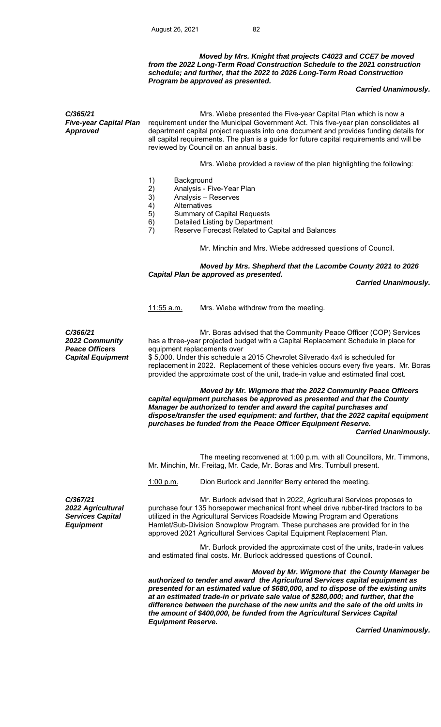***Moved by Mrs. Knight that projects C4023 and CCE7 be moved from the 2022 Long-Term Road Construction Schedule to the 2021 construction schedule; and further, that the 2022 to 2026 Long-Term Road Construction Program be approved as presented.***

***Carried Unanimously.***

***C/365/21***
***Five-year Capital Plan Approved***

Mrs. Wiebe presented the Five-year Capital Plan which is now a requirement under the Municipal Government Act. This five-year plan consolidates all department capital project requests into one document and provides funding details for all capital requirements. The plan is a guide for future capital requirements and will be reviewed by Council on an annual basis.

Mrs. Wiebe provided a review of the plan highlighting the following:

1) Background
2) Analysis - Five-Year Plan
3) Analysis – Reserves
4) Alternatives
5) Summary of Capital Requests
6) Detailed Listing by Department
7) Reserve Forecast Related to Capital and Balances

Mr. Minchin and Mrs. Wiebe addressed questions of Council.

***Moved by Mrs. Shepherd that the Lacombe County 2021 to 2026 Capital Plan be approved as presented.***

***Carried Unanimously.***

11:55 a.m. Mrs. Wiebe withdrew from the meeting.

***C/366/21***
***2022 Community Peace Officers Capital Equipment***

Mr. Boras advised that the Community Peace Officer (COP) Services has a three-year projected budget with a Capital Replacement Schedule in place for equipment replacements over
$ 5,000. Under this schedule a 2015 Chevrolet Silverado 4x4 is scheduled for replacement in 2022. Replacement of these vehicles occurs every five years. Mr. Boras provided the approximate cost of the unit, trade-in value and estimated final cost.

***Moved by Mr. Wigmore that the 2022 Community Peace Officers capital equipment purchases be approved as presented and that the County Manager be authorized to tender and award the capital purchases and dispose/transfer the used equipment: and further, that the 2022 capital equipment purchases be funded from the Peace Officer Equipment Reserve.***

***Carried Unanimously.***

The meeting reconvened at 1:00 p.m. with all Councillors, Mr. Timmons, Mr. Minchin, Mr. Freitag, Mr. Cade, Mr. Boras and Mrs. Turnbull present.

1:00 p.m. Dion Burlock and Jennifer Berry entered the meeting.

***C/367/21***
***2022 Agricultural Services Capital Equipment***

Mr. Burlock advised that in 2022, Agricultural Services proposes to purchase four 135 horsepower mechanical front wheel drive rubber-tired tractors to be utilized in the Agricultural Services Roadside Mowing Program and Operations Hamlet/Sub-Division Snowplow Program. These purchases are provided for in the approved 2021 Agricultural Services Capital Equipment Replacement Plan.

Mr. Burlock provided the approximate cost of the units, trade-in values and estimated final costs. Mr. Burlock addressed questions of Council.

***Moved by Mr. Wigmore that the County Manager be authorized to tender and award the Agricultural Services capital equipment as presented for an estimated value of $680,000, and to dispose of the existing units at an estimated trade-in or private sale value of $280,000; and further, that the difference between the purchase of the new units and the sale of the old units in the amount of $400,000, be funded from the Agricultural Services Capital Equipment Reserve.***

***Carried Unanimously.***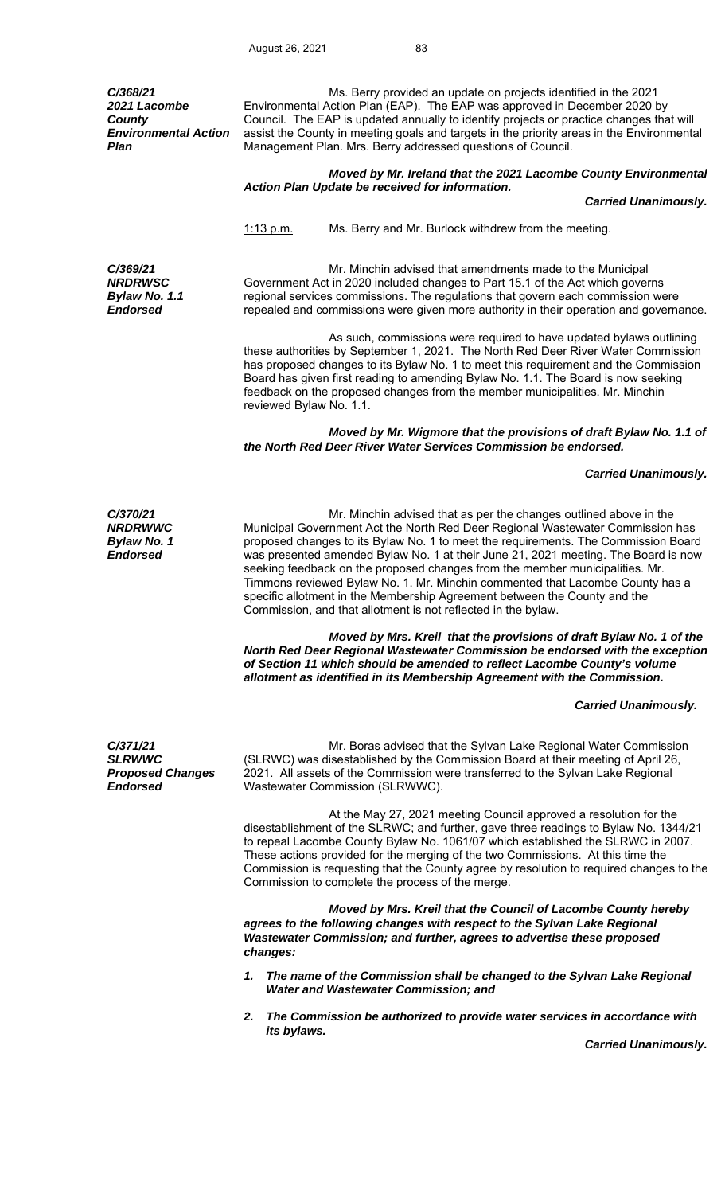***C/368/21***
***2021 Lacombe County Environmental Action Plan***

Ms. Berry provided an update on projects identified in the 2021 Environmental Action Plan (EAP). The EAP was approved in December 2020 by Council. The EAP is updated annually to identify projects or practice changes that will assist the County in meeting goals and targets in the priority areas in the Environmental Management Plan. Mrs. Berry addressed questions of Council.

***Moved by Mr. Ireland that the 2021 Lacombe County Environmental Action Plan Update be received for information.***

***Carried Unanimously.***

1:13 p.m. Ms. Berry and Mr. Burlock withdrew from the meeting.

***C/369/21***
***NRDRWSC***
***Bylaw No. 1.1 Endorsed***

Mr. Minchin advised that amendments made to the Municipal Government Act in 2020 included changes to Part 15.1 of the Act which governs regional services commissions. The regulations that govern each commission were repealed and commissions were given more authority in their operation and governance.

As such, commissions were required to have updated bylaws outlining these authorities by September 1, 2021. The North Red Deer River Water Commission has proposed changes to its Bylaw No. 1 to meet this requirement and the Commission Board has given first reading to amending Bylaw No. 1.1. The Board is now seeking feedback on the proposed changes from the member municipalities. Mr. Minchin reviewed Bylaw No. 1.1.

***Moved by Mr. Wigmore that the provisions of draft Bylaw No. 1.1 of the North Red Deer River Water Services Commission be endorsed.***

***Carried Unanimously.***

***C/370/21***
***NRDRWWC***
***Bylaw No. 1 Endorsed***

Mr. Minchin advised that as per the changes outlined above in the Municipal Government Act the North Red Deer Regional Wastewater Commission has proposed changes to its Bylaw No. 1 to meet the requirements. The Commission Board was presented amended Bylaw No. 1 at their June 21, 2021 meeting. The Board is now seeking feedback on the proposed changes from the member municipalities. Mr. Timmons reviewed Bylaw No. 1. Mr. Minchin commented that Lacombe County has a specific allotment in the Membership Agreement between the County and the Commission, and that allotment is not reflected in the bylaw.

***Moved by Mrs. Kreil that the provisions of draft Bylaw No. 1 of the North Red Deer Regional Wastewater Commission be endorsed with the exception of Section 11 which should be amended to reflect Lacombe County's volume allotment as identified in its Membership Agreement with the Commission.***

***Carried Unanimously.***

***C/371/21***
***SLRWWC***
***Proposed Changes Endorsed***

Mr. Boras advised that the Sylvan Lake Regional Water Commission (SLRWC) was disestablished by the Commission Board at their meeting of April 26, 2021. All assets of the Commission were transferred to the Sylvan Lake Regional Wastewater Commission (SLRWWC).

At the May 27, 2021 meeting Council approved a resolution for the disestablishment of the SLRWC; and further, gave three readings to Bylaw No. 1344/21 to repeal Lacombe County Bylaw No. 1061/07 which established the SLRWC in 2007. These actions provided for the merging of the two Commissions. At this time the Commission is requesting that the County agree by resolution to required changes to the Commission to complete the process of the merge.

***Moved by Mrs. Kreil that the Council of Lacombe County hereby agrees to the following changes with respect to the Sylvan Lake Regional Wastewater Commission; and further, agrees to advertise these proposed changes:***

1. ***The name of the Commission shall be changed to the Sylvan Lake Regional Water and Wastewater Commission; and***
2. ***The Commission be authorized to provide water services in accordance with its bylaws.***

***Carried Unanimously.***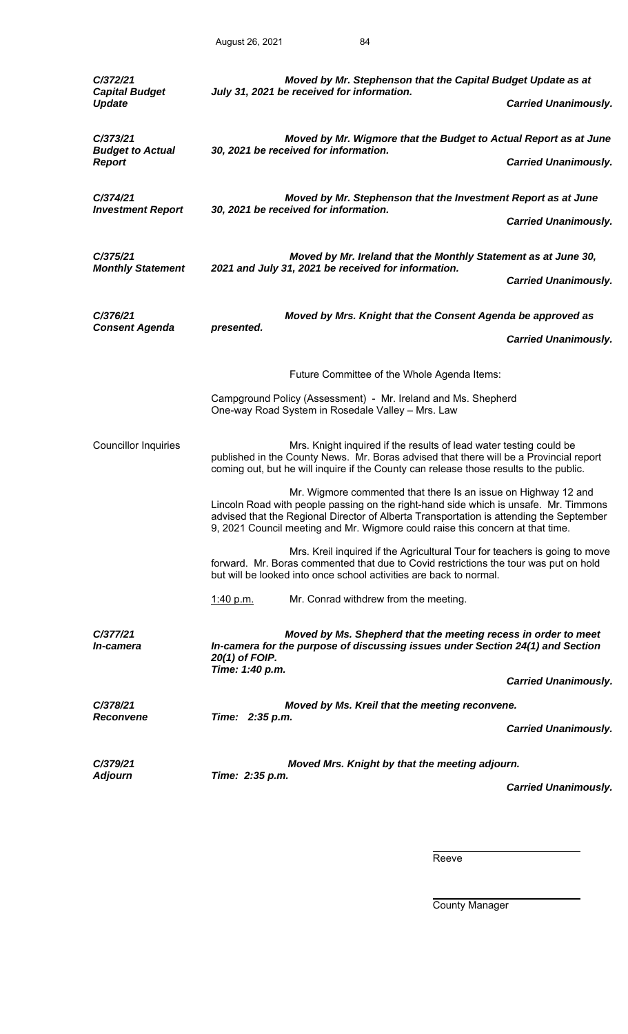***C/372/21***
***Capital Budget Update***

***Moved by Mr. Stephenson that the Capital Budget Update as at July 31, 2021 be received for information.***

***Carried Unanimously.***

***C/373/21***
***Budget to Actual Report***

***Moved by Mr. Wigmore that the Budget to Actual Report as at June 30, 2021 be received for information.***

***Carried Unanimously.***

***C/374/21***
***Investment Report***

***Moved by Mr. Stephenson that the Investment Report as at June 30, 2021 be received for information.***

***Carried Unanimously.***

***C/375/21***
***Monthly Statement***

***Moved by Mr. Ireland that the Monthly Statement as at June 30, 2021 and July 31, 2021 be received for information.***

***Carried Unanimously.***

***C/376/21***
***Consent Agenda***

***Moved by Mrs. Knight that the Consent Agenda be approved as presented.***

***Carried Unanimously.***

Future Committee of the Whole Agenda Items:

Campground Policy (Assessment) - Mr. Ireland and Ms. Shepherd
One-way Road System in Rosedale Valley – Mrs. Law

Councillor Inquiries

Mrs. Knight inquired if the results of lead water testing could be published in the County News. Mr. Boras advised that there will be a Provincial report coming out, but he will inquire if the County can release those results to the public.

Mr. Wigmore commented that there Is an issue on Highway 12 and Lincoln Road with people passing on the right-hand side which is unsafe. Mr. Timmons advised that the Regional Director of Alberta Transportation is attending the September 9, 2021 Council meeting and Mr. Wigmore could raise this concern at that time.

Mrs. Kreil inquired if the Agricultural Tour for teachers is going to move forward. Mr. Boras commented that due to Covid restrictions the tour was put on hold but will be looked into once school activities are back to normal.

1:40 p.m. Mr. Conrad withdrew from the meeting.

***C/377/21***
***In-camera***

***Moved by Ms. Shepherd that the meeting recess in order to meet In-camera for the purpose of discussing issues under Section 24(1) and Section 20(1) of FOIP.***
***Time: 1:40 p.m.***

***Carried Unanimously.***

***C/378/21***
***Reconvene***

***Moved by Ms. Kreil that the meeting reconvene.***
***Time: 2:35 p.m.***

***Carried Unanimously.***

***C/379/21***
***Adjourn***

***Moved Mrs. Knight by that the meeting adjourn.***
***Time: 2:35 p.m.***

***Carried Unanimously.***

Reeve

County Manager